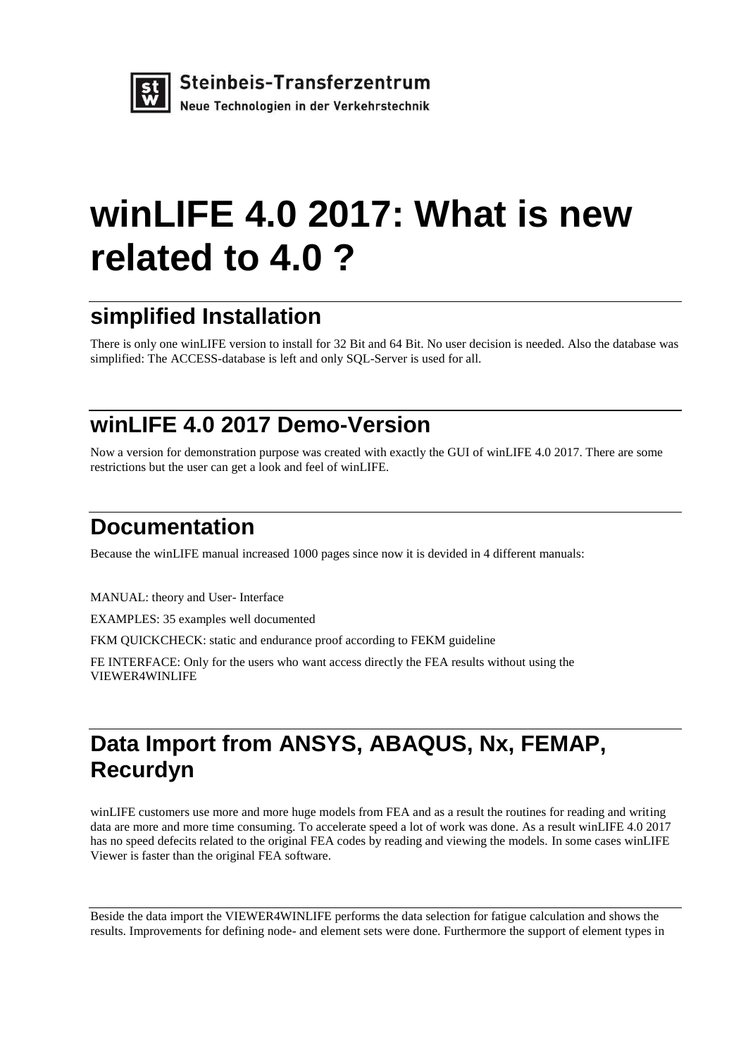Steinbeis-Transferzentrum

Neue Technologien in der Verkehrstechnik

# winLIFE 4.0 2017: What is new related to 4.0 ?

## simplified Installation

There is only one winLIFE version to install for 32 Bit and 64 Bit. No user decision is needed. Also the database was simplified: The ACCESS-database is left and only SQL-Server is used for all.

## winLIFE 4.0 2017 Demo-Version

Now a version for demonstration purpose was created with exactly the GUI of winLIFE 4.0 2017. There are some restrictions but the user can get a look and feel of winLIFE.

## Documentation

Because the winLIFE manual increased 1000 pages since now it is devided in 4 different manuals:

MANUAL: theory and User- Interface

EXAMPLES: 35 examples well documented

FKM QUICKCHECK: static and endurance proof according to FEKM guideline

FE INTERFACE: Only for the users who want access directly the FEA results without using the VIEWER4WINLIFE

## Data Import from ANSYS, ABAQUS, Nx, FEMAP, Recurdyn

winLIFE customers use more and more huge models from FEA and as a result the routines for reading and writing data are more and more time consuming. To accelerate speed a lot of work was done. As a result winLIFE 4.0 2017 has no speed defecits related to the original FEA codes by reading and viewing the models. In some cases winLIFE Viewer is faster than the original FEA software.

---

Beside the data import the VIEWER4WINLIFE performs the data selection for fatigue calculation and shows the results. Improvements for defining node- and element sets were done. Furthermore the support of element types in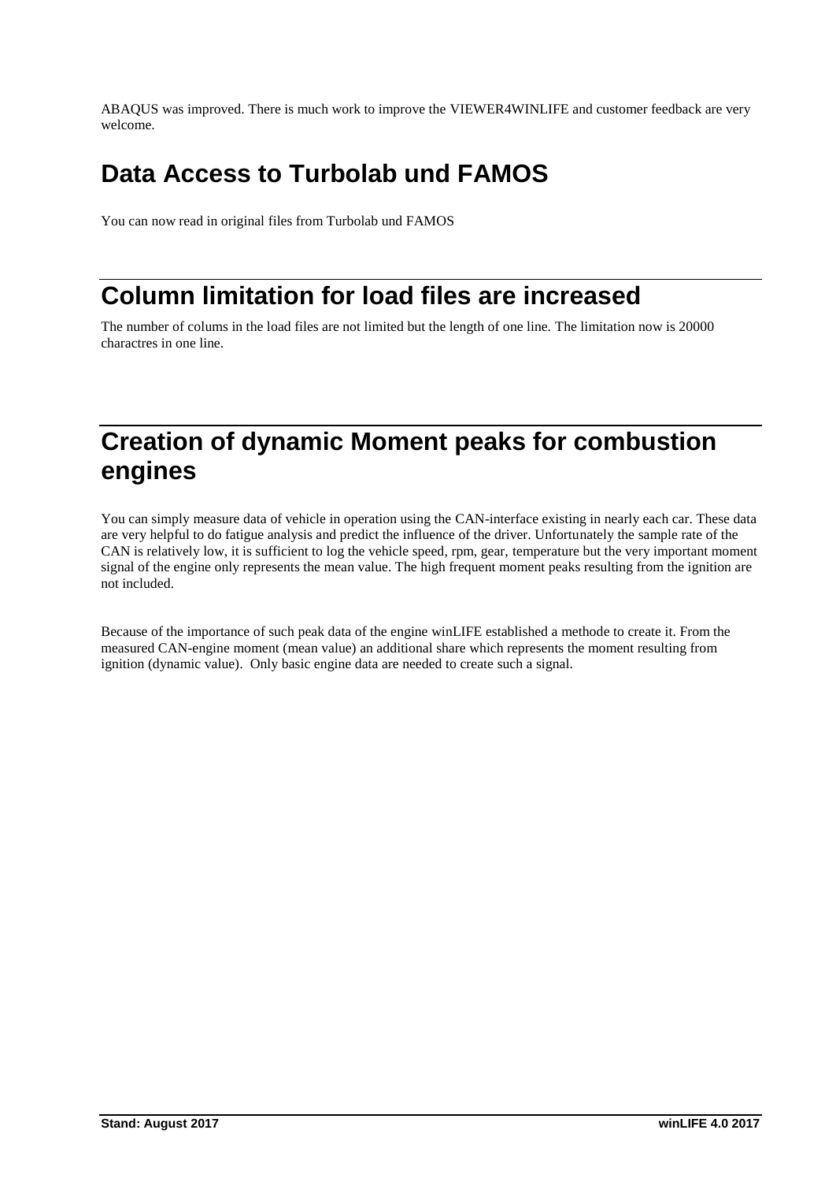ABAQUS was improved. There is much work to improve the VIEWER4WINLIFE and customer feedback are very welcome.

# Data Access to Turbolab und FAMOS

You can now read in original files from Turbolab und FAMOS

# Column limitation for load files are increased

The number of colums in the load files are not limited but the length of one line. The limitation now is 20000 charactres in one line.

# Creation of dynamic Moment peaks for combustion engines

You can simply measure data of vehicle in operation using the CAN-interface existing in nearly each car. These data are very helpful to do fatigue analysis and predict the influence of the driver. Unfortunately the sample rate of the CAN is relatively low, it is sufficient to log the vehicle speed, rpm, gear, temperature but the very important moment signal of the engine only represents the mean value. The high frequent moment peaks resulting from the ignition are not included.

Because of the importance of such peak data of the engine winLIFE established a methode to create it. From the measured CAN-engine moment (mean value) an additional share which represents the moment resulting from ignition (dynamic value). Only basic engine data are needed to create such a signal.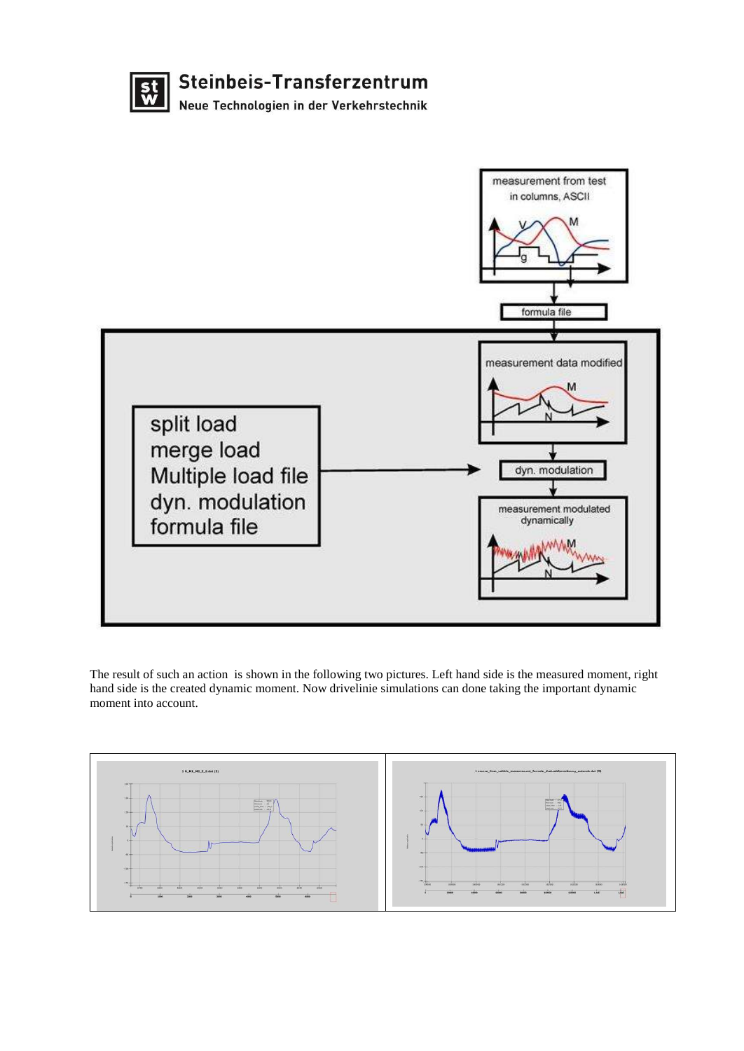The result of such an action is shown in the following two pictures. Left hand side is the measured moment, right hand side is the created dynamic moment. Now drivelinie simulations can done taking the important dynamic moment into account.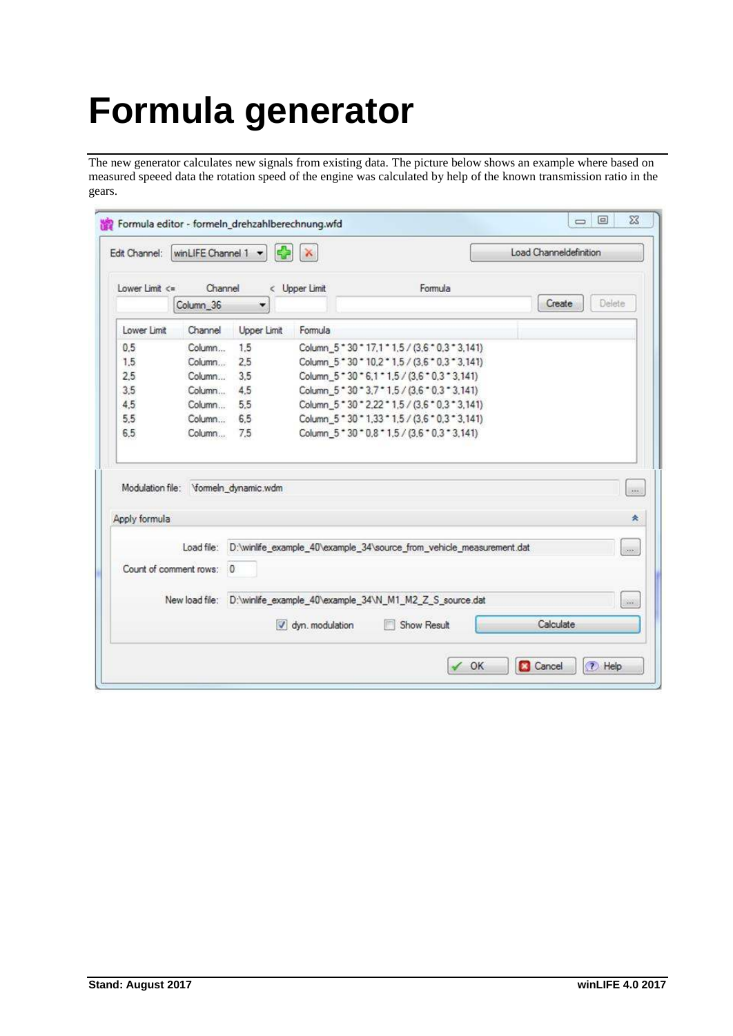# Formula generator

The new generator calculates new signals from existing data. The picture below shows an example where based on measured speeed data the rotation speed of the engine was calculated by help of the known transmission ratio in the gears.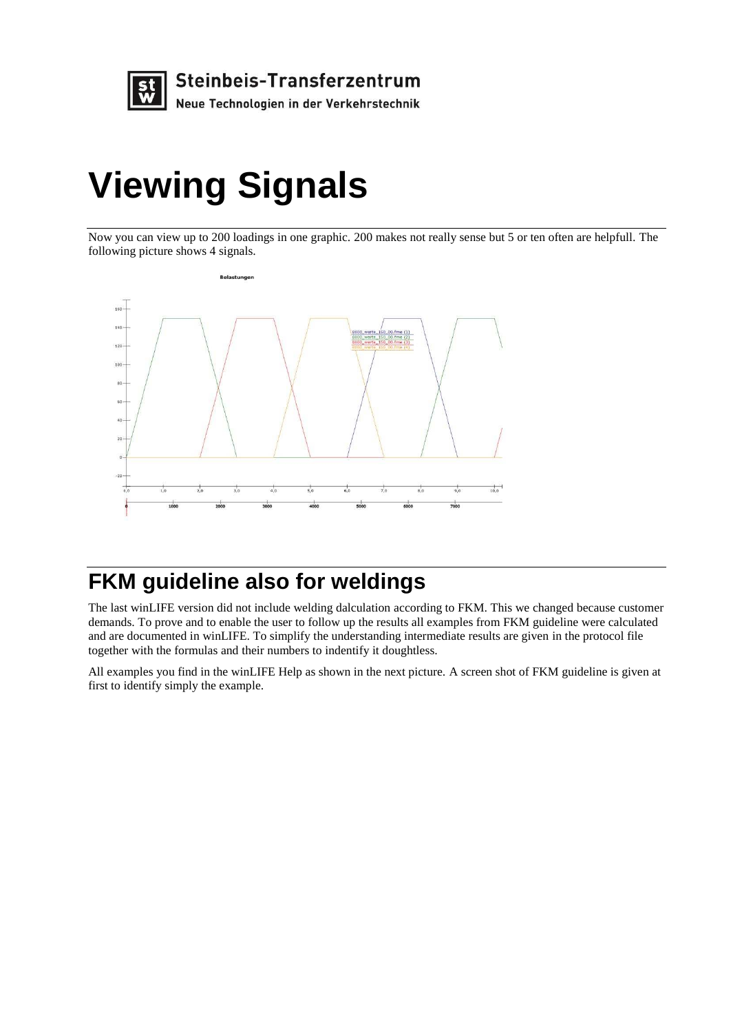# Viewing Signals

Now you can view up to 200 loadings in one graphic. 200 makes not really sense but 5 or ten often are helpfull. The following picture shows 4 signals.

## FKM guideline also for weldings

The last winLIFE version did not include welding dalculation according to FKM. This we changed because customer demands. To prove and to enable the user to follow up the results all examples from FKM guideline were calculated and are documented in winLIFE. To simplify the understanding intermediate results are given in the protocol file together with the formulas and their numbers to indentify it doughtless.

All examples you find in the winLIFE Help as shown in the next picture. A screen shot of FKM guideline is given at first to identify simply the example.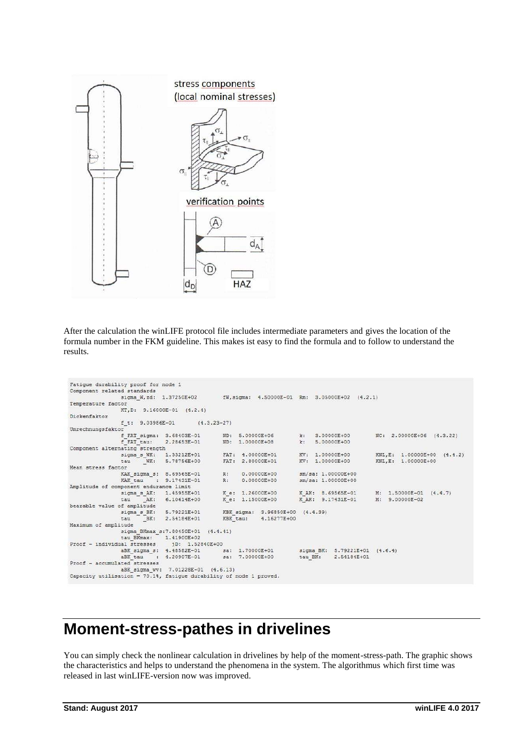After the calculation the winLIFE protocol file includes intermediate parameters and gives the location of the formula number in the FKM guideline. This makes ist easy to find the formula and to follow to understand the results.

```
Fatigue durebility proof for node 1
Component related standards
            sigma_W,zd:  1.37250E+02       fW,sigma:  4.50000E-01  Rm:  3.05000E+02  (4.2.1)
Temperature factor
            KT,D:  9.16000E-01  (4.2.4)
Dickenfaktor
            f_t:  9.03986E-01       (4.3.23-27)
Umrechnungsfaktor
            f_FAT_sigma:  3.68403E-01     ND:  5.00000E+06      k:  3.00000E+00      NC:  2.00000E+06  (4.3.22)
            f_FAT_tau:    2.28653E-01     ND:  1.00000E+08      k:  5.00000E+00
Component alternating strength
            sigma_s_WK:   1.33212E+01     FAT:  4.00000E+01     KV:  1.00000E+00     KNL,E:  1.00000E+00  (4.4.2)
            tau    _WK:   5.78756E+00     FAT:  2.80000E+01     KV:  1.00000E+00     KNL,E:  1.00000E+00
Mean stress factor
            KAK_sigma_s:  8.69565E-01     R:    0.00000E+00     sm/sa: 1.00000E+00
            KAK_tau    :  9.17431E-01     R:    0.00000E+00     sm/sa: 1.00000E+00
Amplitude of component endurance limit
            sigma_s_AK:   1.45955E+01     K_e:  1.26000E+00     K_AK:  8.69565E-01   M:  1.50000E-01  (4.4.7)
            tau    _AK:   6.10614E+00     K_e:  1.15000E+00     K_AK:  9.17431E-01   M:  9.00000E-02
bearable value of amplitude
            sigma_s_BK:   5.79221E+01     KBK_sigma:  3.96850E+00  (4.4.39)
            tau    _BK:   2.54184E+01     KBK_tau:    4.16277E+00
Maximum of amplitude
            sigma_BKmax_s:7.80450E+01  (4.4.41)
            tau_BKmax:    1.41900E+02
Proof - individual stresses      jD:  1.52840E+00
            aBK_sigma_s:  4.48582E-01     sa:  1.70000E+01      sigma_BK:  5.79221E+01  (4.6.4)
            aBK_tau    :  4.20907E-01     sa:  7.00000E+00      tau_BK:    2.54184E+01
Proof - accumulated stresses
            aBK_sigma_wv:  7.01228E-01  (4.6.13)
Capacity utilisation = 70.1%, fatigue durability of node 1 proved.
```

# Moment-stress-pathes in drivelines

You can simply check the nonlinear calculation in drivelines by help of the moment-stress-path. The graphic shows the characteristics and helps to understand the phenomena in the system. The algorithmus which first time was released in last winLIFE-version now was improved.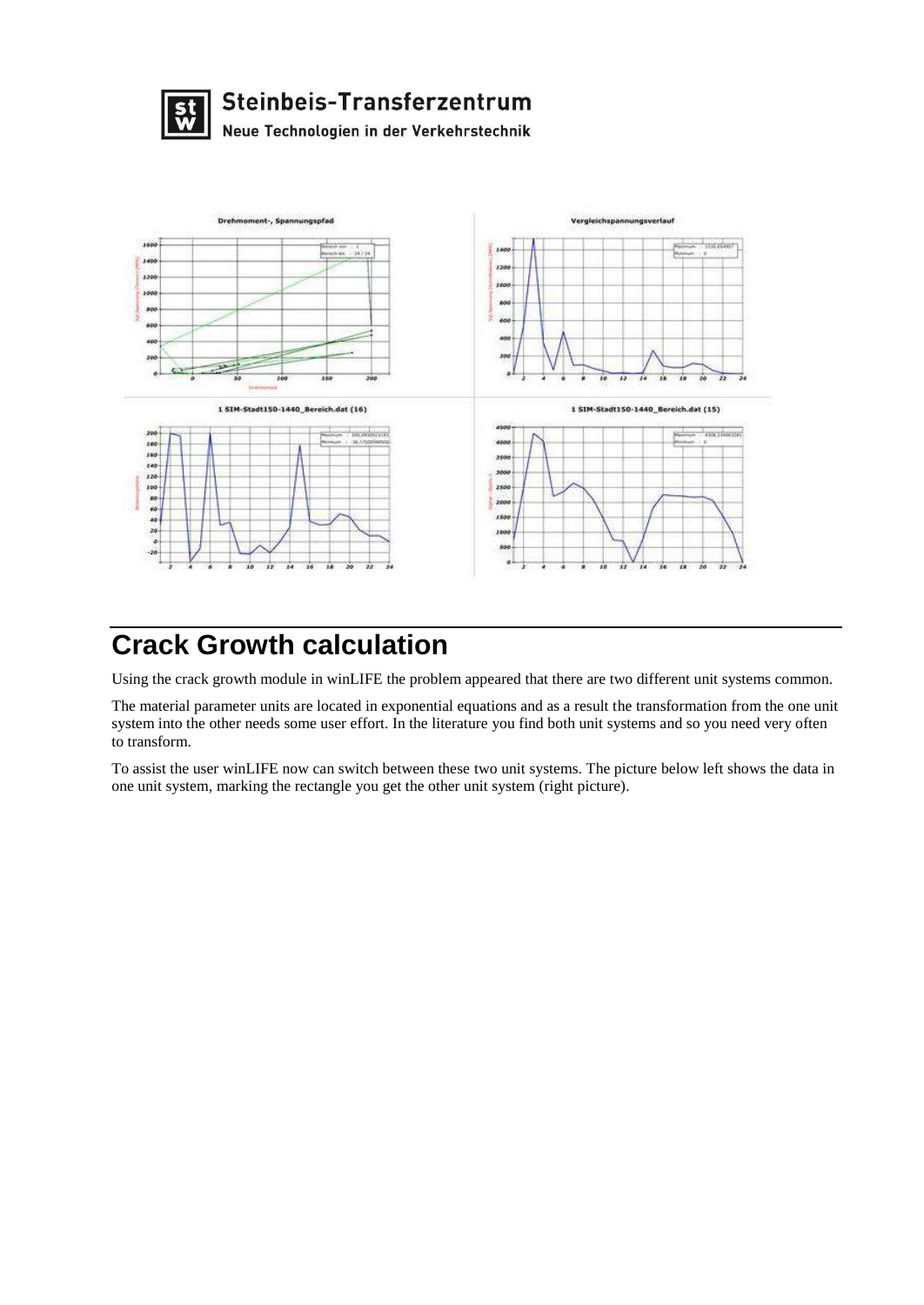# Crack Growth calculation

Using the crack growth module in winLIFE the problem appeared that there are two different unit systems common.

The material parameter units are located in exponential equations and as a result the transformation from the one unit system into the other needs some user effort. In the literature you find both unit systems and so you need very often to transform.

To assist the user winLIFE now can switch between these two unit systems. The picture below left shows the data in one unit system, marking the rectangle you get the other unit system (right picture).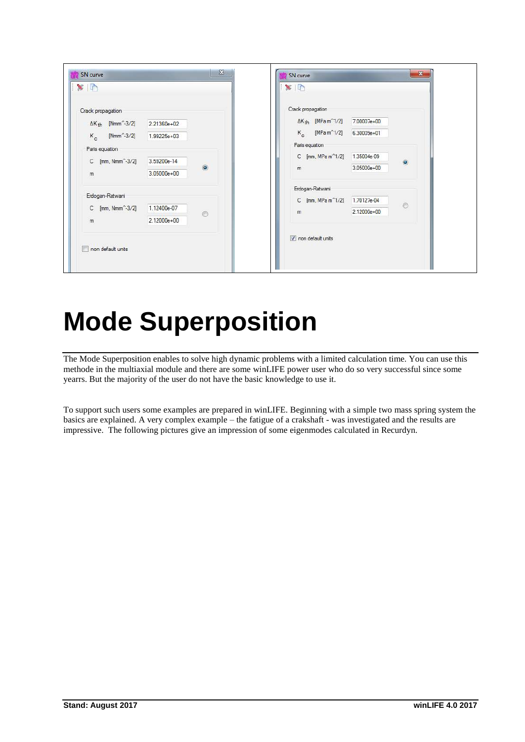| SN curve | | | SN curve | | |
|---|---|---|---|---|---|
| Crack propagation | | | Crack propagation | | |
| $\Delta K_{th}$ [Nmm^-3/2] | 2.21360e+02 | | $\Delta K_{th}$ [MPa m^1/2] | 7.00007e+00 | |
| $K_c$ [Nmm^-3/2] | 1.99225e+03 | | $K_c$ [MPa m^1/2] | 6.30009e+01 | |
| Paris equation | | | Paris equation | | |
| C [mm, Nmm^-3/2] | 3.59200e-14 | (selected) | C [mm, MPa m^1/2] | 1.35004e-09 | (selected) |
| m | 3.05000e+00 | | m | 3.05000e+00 | |
| Erdogan-Ratwani | | | Erdogan-Ratwani | | |
| C [mm, Nmm^-3/2] | 1.12400e-07 | | C [mm, MPa m^1/2] | 1.70127e-04 | |
| m | 2.12000e+00 | | m | 2.12000e+00 | |
| non default units (unchecked) | | | non default units (checked) | | |

# Mode Superposition

The Mode Superposition enables to solve high dynamic problems with a limited calculation time. You can use this methode in the multiaxial module and there are some winLIFE power user who do so very successful since some yearrs. But the majority of the user do not have the basic knowledge to use it.

To support such users some examples are prepared in winLIFE. Beginning with a simple two mass spring system the basics are explained. A very complex example – the fatigue of a crakshaft - was investigated and the results are impressive. The following pictures give an impression of some eigenmodes calculated in Recurdyn.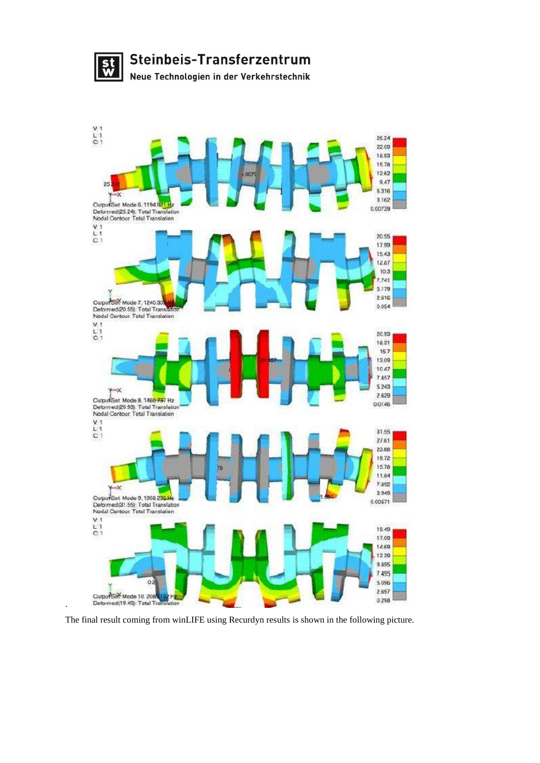The final result coming from winLIFE using Recurdyn results is shown in the following picture.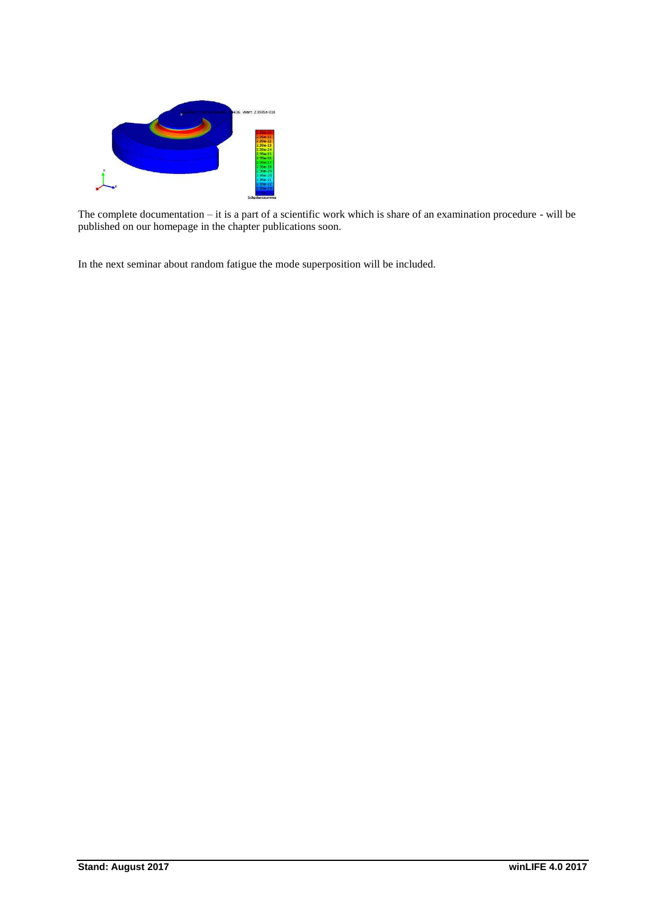The complete documentation – it is a part of a scientific work which is share of an examination procedure - will be published on our homepage in the chapter publications soon.

In the next seminar about random fatigue the mode superposition will be included.